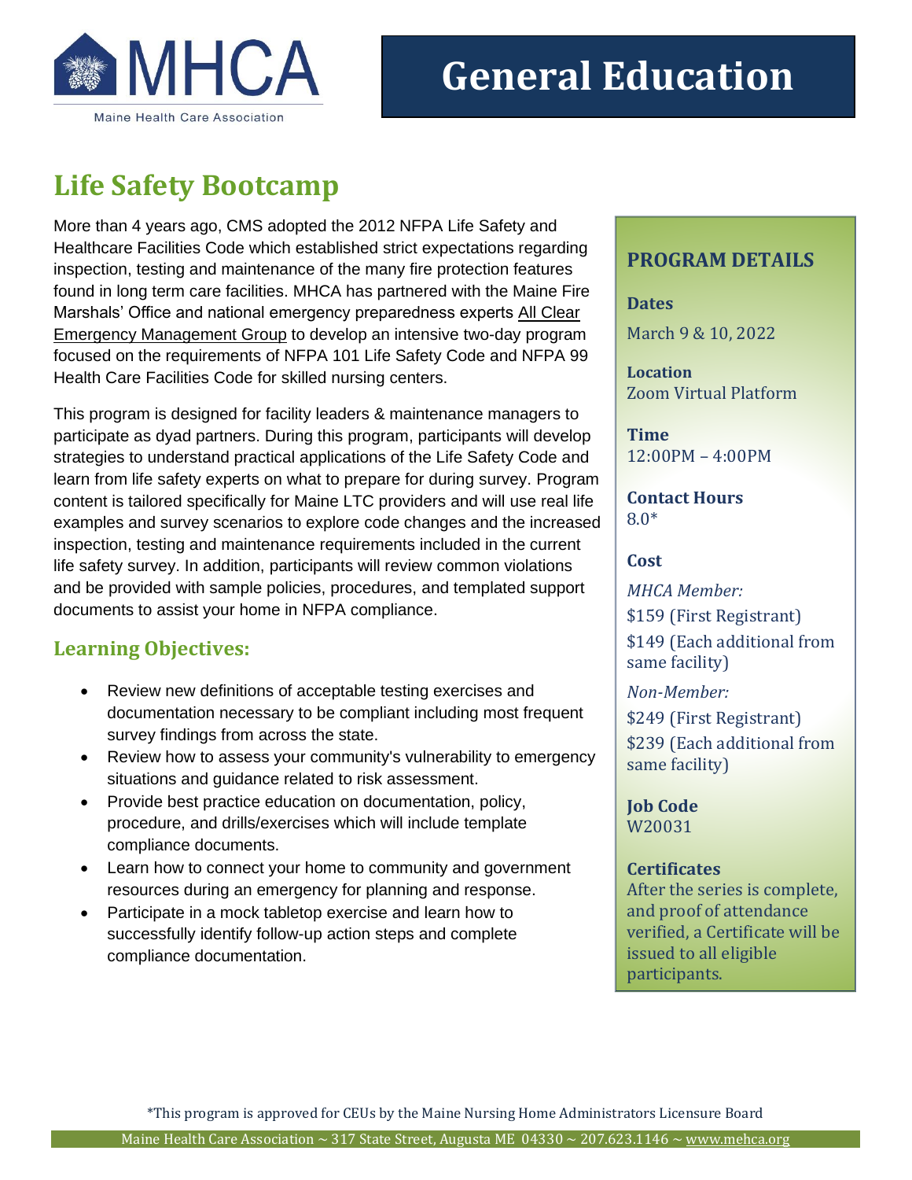MHCA

Maine Health Care Association

# General Education

## Life Safety Bootcamp

More than 4 years ago, CMS adopted the 2012 NFPA Life Safety and Healthcare Facilities Code which established strict expectations regarding inspection, testing and maintenance of the many fire protection features found in long term care facilities. MHCA has partnered with the Maine Fire Marshals' Office and national emergency preparedness experts All Clear Emergency Management Group to develop an intensive two-day program focused on the requirements of NFPA 101 Life Safety Code and NFPA 99 Health Care Facilities Code for skilled nursing centers.

This program is designed for facility leaders & maintenance managers to participate as dyad partners. During this program, participants will develop strategies to understand practical applications of the Life Safety Code and learn from life safety experts on what to prepare for during survey. Program content is tailored specifically for Maine LTC providers and will use real life examples and survey scenarios to explore code changes and the increased inspection, testing and maintenance requirements included in the current life safety survey. In addition, participants will review common violations and be provided with sample policies, procedures, and templated support documents to assist your home in NFPA compliance.

### Learning Objectives:

- Review new definitions of acceptable testing exercises and documentation necessary to be compliant including most frequent survey findings from across the state.
- Review how to assess your community's vulnerability to emergency situations and guidance related to risk assessment.
- Provide best practice education on documentation, policy, procedure, and drills/exercises which will include template compliance documents.
- Learn how to connect your home to community and government resources during an emergency for planning and response.
- Participate in a mock tabletop exercise and learn how to successfully identify follow-up action steps and complete compliance documentation.

### PROGRAM DETAILS

**Dates**
March 9 & 10, 2022

**Location**
Zoom Virtual Platform

**Time**
12:00PM – 4:00PM

**Contact Hours**
8.0*

**Cost**

*MHCA Member:*
$159 (First Registrant)
$149 (Each additional from same facility)

*Non-Member:*
$249 (First Registrant)
$239 (Each additional from same facility)

**Job Code**
W20031

**Certificates**
After the series is complete, and proof of attendance verified, a Certificate will be issued to all eligible participants.

*This program is approved for CEUs by the Maine Nursing Home Administrators Licensure Board

Maine Health Care Association ~ 317 State Street, Augusta ME 04330 ~ 207.623.1146 ~ www.mehca.org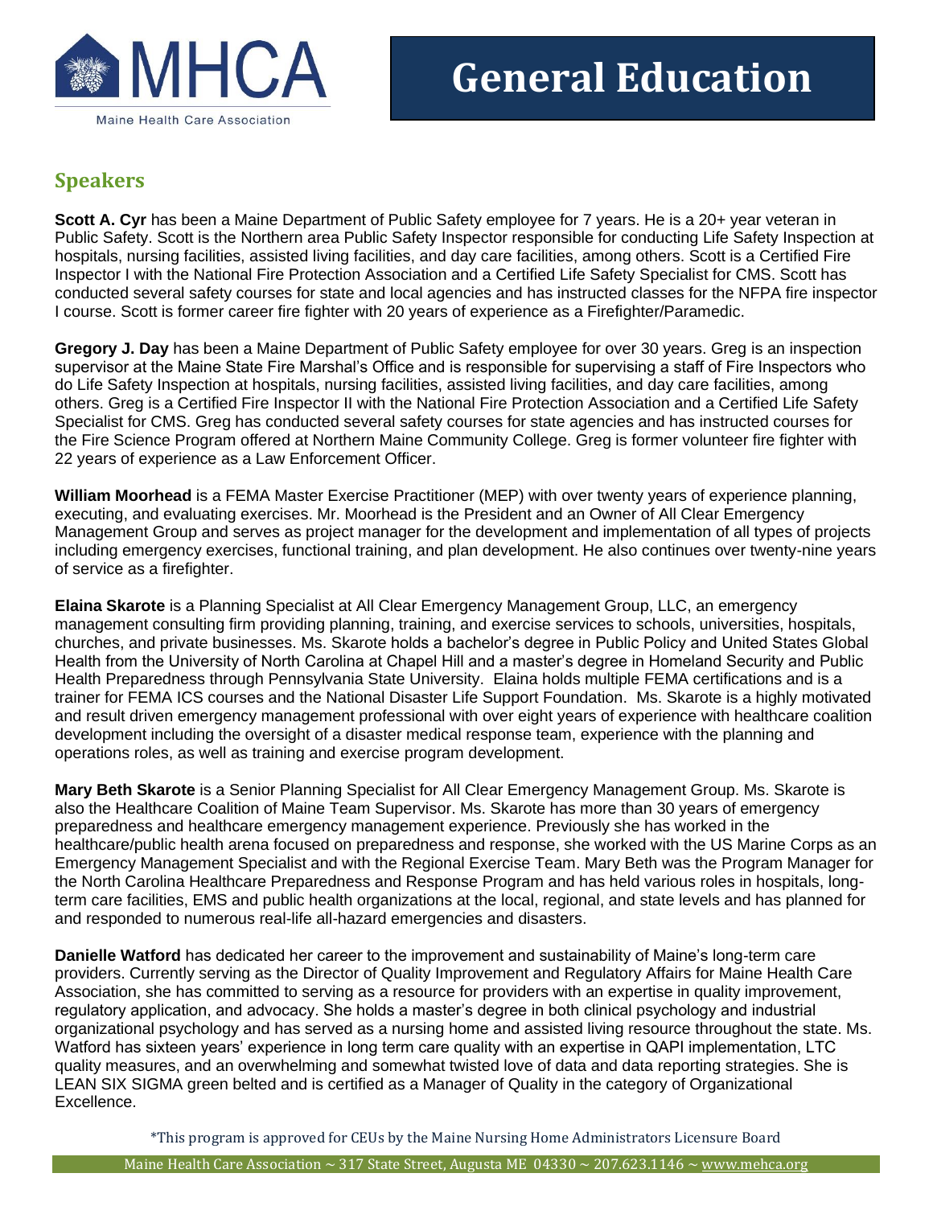# General Education

## Speakers

**Scott A. Cyr** has been a Maine Department of Public Safety employee for 7 years. He is a 20+ year veteran in Public Safety. Scott is the Northern area Public Safety Inspector responsible for conducting Life Safety Inspection at hospitals, nursing facilities, assisted living facilities, and day care facilities, among others. Scott is a Certified Fire Inspector I with the National Fire Protection Association and a Certified Life Safety Specialist for CMS. Scott has conducted several safety courses for state and local agencies and has instructed classes for the NFPA fire inspector I course. Scott is former career fire fighter with 20 years of experience as a Firefighter/Paramedic.

**Gregory J. Day** has been a Maine Department of Public Safety employee for over 30 years. Greg is an inspection supervisor at the Maine State Fire Marshal's Office and is responsible for supervising a staff of Fire Inspectors who do Life Safety Inspection at hospitals, nursing facilities, assisted living facilities, and day care facilities, among others. Greg is a Certified Fire Inspector II with the National Fire Protection Association and a Certified Life Safety Specialist for CMS. Greg has conducted several safety courses for state agencies and has instructed courses for the Fire Science Program offered at Northern Maine Community College. Greg is former volunteer fire fighter with 22 years of experience as a Law Enforcement Officer.

**William Moorhead** is a FEMA Master Exercise Practitioner (MEP) with over twenty years of experience planning, executing, and evaluating exercises. Mr. Moorhead is the President and an Owner of All Clear Emergency Management Group and serves as project manager for the development and implementation of all types of projects including emergency exercises, functional training, and plan development. He also continues over twenty-nine years of service as a firefighter.

**Elaina Skarote** is a Planning Specialist at All Clear Emergency Management Group, LLC, an emergency management consulting firm providing planning, training, and exercise services to schools, universities, hospitals, churches, and private businesses. Ms. Skarote holds a bachelor's degree in Public Policy and United States Global Health from the University of North Carolina at Chapel Hill and a master's degree in Homeland Security and Public Health Preparedness through Pennsylvania State University. Elaina holds multiple FEMA certifications and is a trainer for FEMA ICS courses and the National Disaster Life Support Foundation. Ms. Skarote is a highly motivated and result driven emergency management professional with over eight years of experience with healthcare coalition development including the oversight of a disaster medical response team, experience with the planning and operations roles, as well as training and exercise program development.

**Mary Beth Skarote** is a Senior Planning Specialist for All Clear Emergency Management Group. Ms. Skarote is also the Healthcare Coalition of Maine Team Supervisor. Ms. Skarote has more than 30 years of emergency preparedness and healthcare emergency management experience. Previously she has worked in the healthcare/public health arena focused on preparedness and response, she worked with the US Marine Corps as an Emergency Management Specialist and with the Regional Exercise Team. Mary Beth was the Program Manager for the North Carolina Healthcare Preparedness and Response Program and has held various roles in hospitals, long-term care facilities, EMS and public health organizations at the local, regional, and state levels and has planned for and responded to numerous real-life all-hazard emergencies and disasters.

**Danielle Watford** has dedicated her career to the improvement and sustainability of Maine's long-term care providers. Currently serving as the Director of Quality Improvement and Regulatory Affairs for Maine Health Care Association, she has committed to serving as a resource for providers with an expertise in quality improvement, regulatory application, and advocacy. She holds a master's degree in both clinical psychology and industrial organizational psychology and has served as a nursing home and assisted living resource throughout the state. Ms. Watford has sixteen years' experience in long term care quality with an expertise in QAPI implementation, LTC quality measures, and an overwhelming and somewhat twisted love of data and data reporting strategies. She is LEAN SIX SIGMA green belted and is certified as a Manager of Quality in the category of Organizational Excellence.

*This program is approved for CEUs by the Maine Nursing Home Administrators Licensure Board

Maine Health Care Association ~ 317 State Street, Augusta ME 04330 ~ 207.623.1146 ~ www.mehca.org